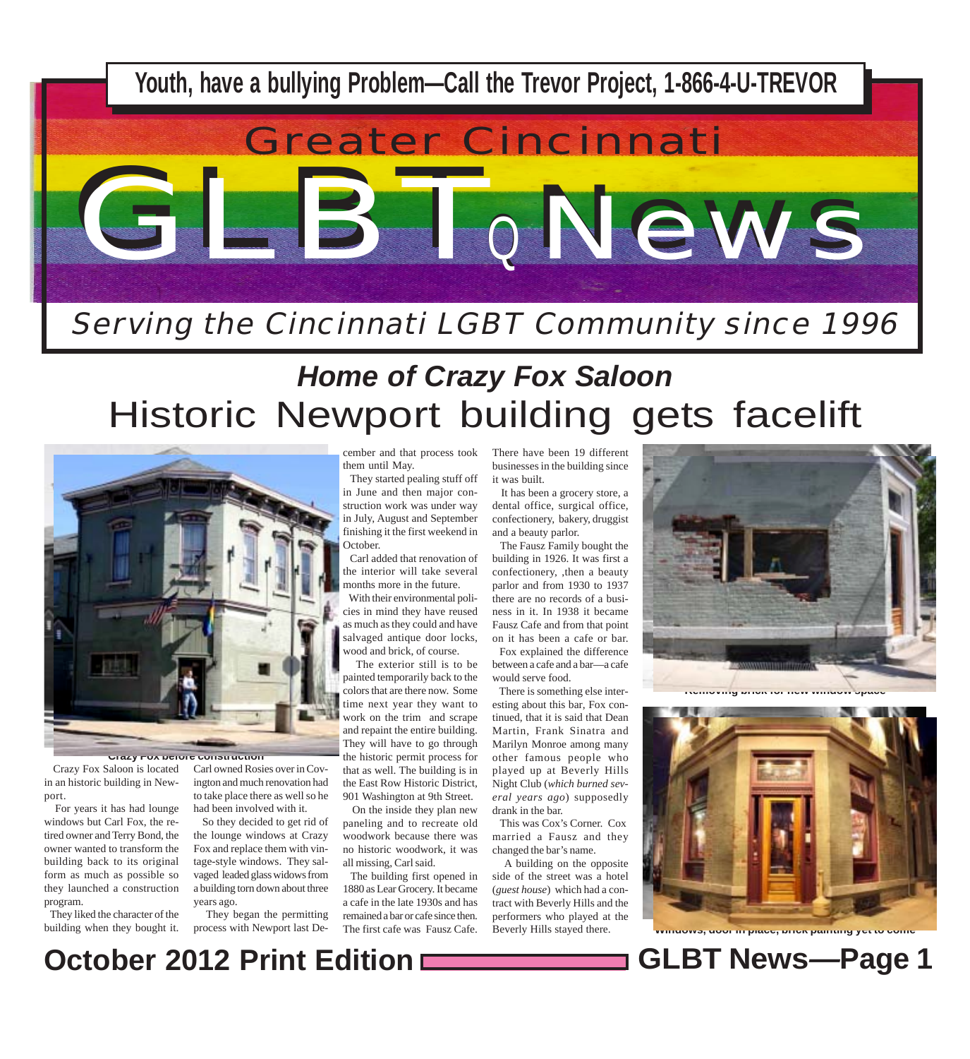Youth, have a bullying Problem—Call the Trevor Project, 1-866-4-U-TREVOR

# Greater Cincinnati GLBTQ News

*Serving the Cincinnati LGBT Community since 1996*

## *Home of Crazy Fox Saloon*

# Historic Newport building gets facelift

Crazy Fox before construction

Crazy Fox Saloon is located in an historic building in Newport.

For years it has had lounge windows but Carl Fox, the retired owner and Terry Bond, the owner wanted to transform the building back to its original form as much as possible so they launched a construction program.

They liked the character of the building when they bought it. Carl owned Rosies over in Covington and much renovation had to take place there as well so he had been involved with it.

So they decided to get rid of the lounge windows at Crazy Fox and replace them with vintage-style windows. They salvaged leaded glass widows from a building torn down about three years ago.

They began the permitting process with Newport last December and that process took them until May.

They started pealing stuff off in June and then major construction work was under way in July, August and September finishing it the first weekend in October.

Carl added that renovation of the interior will take several months more in the future.

With their environmental policies in mind they have reused as much as they could and have salvaged antique door locks, wood and brick, of course.

The exterior still is to be painted temporarily back to the colors that are there now. Some time next year they want to work on the trim and scrape and repaint the entire building. They will have to go through the historic permit process for that as well. The building is in the East Row Historic District, 901 Washington at 9th Street.

On the inside they plan new paneling and to recreate old woodwork because there was no historic woodwork, it was all missing, Carl said.

The building first opened in 1880 as Lear Grocery. It became a cafe in the late 1930s and has remained a bar or cafe since then. The first cafe was Fausz Cafe. There have been 19 different businesses in the building since it was built.

It has been a grocery store, a dental office, surgical office, confectionery, bakery, druggist and a beauty parlor.

The Fausz Family bought the building in 1926. It was first a confectionery, ,then a beauty parlor and from 1930 to 1937 there are no records of a business in it. In 1938 it became Fausz Cafe and from that point on it has been a cafe or bar.

Fox explained the difference between a cafe and a bar—a cafe would serve food.

There is something else interesting about this bar, Fox continued, that it is said that Dean Martin, Frank Sinatra and Marilyn Monroe among many other famous people who played up at Beverly Hills Night Club (*which burned several years ago*) supposedly drank in the bar.

This was Cox's Corner. Cox married a Fausz and they changed the bar's name.

A building on the opposite side of the street was a hotel (*guest house*) which had a contract with Beverly Hills and the performers who played at the Beverly Hills stayed there.

Removing brick for new window space

Windows, door in place, brick painting yet to come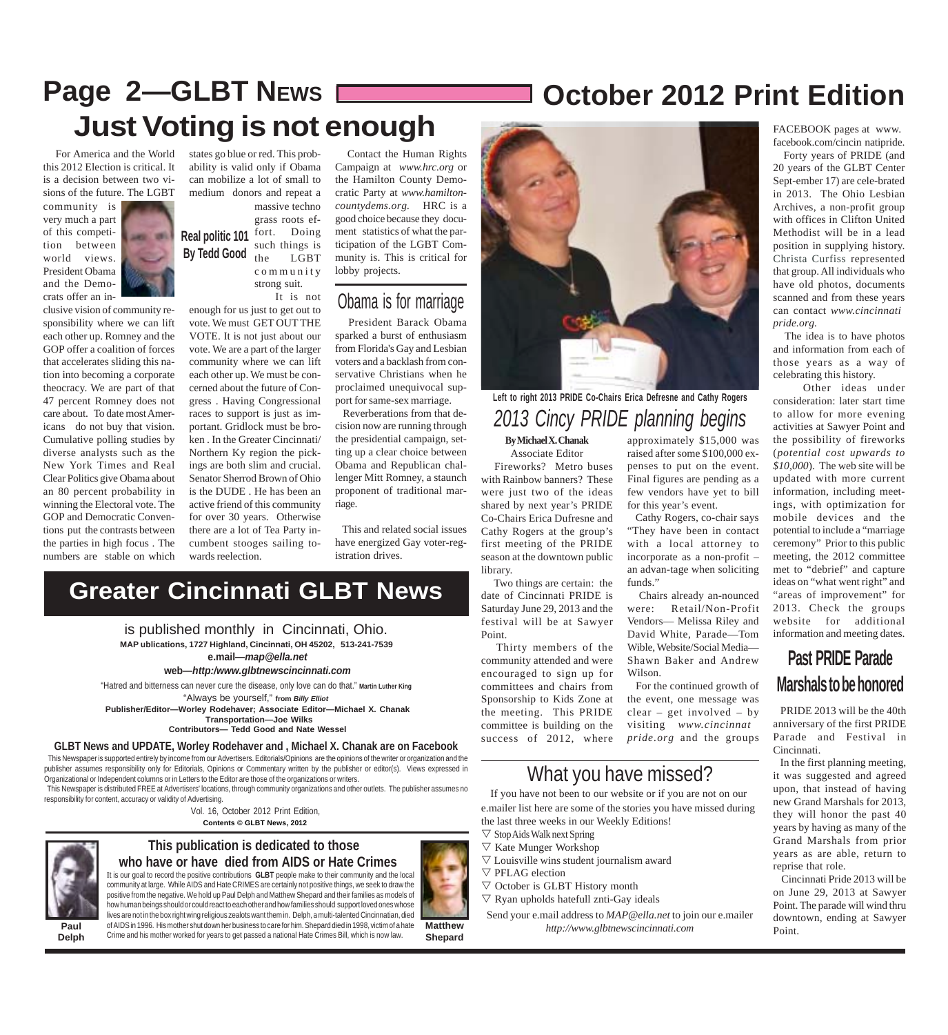# Just Voting is not enough

**Real politic 101**
**By Tedd Good**

For America and the World this 2012 Election is critical. It is a decision between two visions of the future. The LGBT community is very much a part of this competition between world views. President Obama and the Democrats offer an inclusive vision of community responsibility where we can lift each other up. Romney and the GOP offer a coalition of forces that accelerates sliding this nation into becoming a corporate theocracy. We are part of that 47 percent Romney does not care about. To date most Americans do not buy that vision. Cumulative polling studies by diverse analysts such as the New York Times and Real Clear Politics give Obama about an 80 percent probability in winning the Electoral vote. The GOP and Democratic Conventions put the contrasts between the parties in high focus . The numbers are stable on which states go blue or red. This probability is valid only if Obama can mobilize a lot of small to medium donors and repeat a massive techno grass roots effort. Doing such things is the LGBT community strong suit.

It is not enough for us just to get out to vote. We must GET OUT THE VOTE. It is not just about our vote. We are a part of the larger community where we can lift each other up. We must be concerned about the future of Congress . Having Congressional races to support is just as important. Gridlock must be broken . In the Greater Cincinnati/ Northern Ky region the pickings are both slim and crucial. Senator Sherrod Brown of Ohio is the DUDE . He has been an active friend of this community for over 30 years. Otherwise there are a lot of Tea Party incumbent stooges sailing towards reelection.

Contact the Human Rights Campaign at *www.hrc.org* or the Hamilton County Democratic Party at *www.hamiltoncountydems.org.* HRC is a good choice because they document statistics of what the participation of the LGBT Community is. This is critical for lobby projects.

## Obama is for marriage

President Barack Obama sparked a burst of enthusiasm from Florida's Gay and Lesbian voters and a backlash from conservative Christians when he proclaimed unequivocal support for same-sex marriage.

Reverberations from that decision now are running through the presidential campaign, setting up a clear choice between Obama and Republican challenger Mitt Romney, a staunch proponent of traditional marriage.

This and related social issues have energized Gay voter-registration drives.

Left to right 2013 PRIDE Co-Chairs Erica Defresne and Cathy Rogers

## 2013 Cincy PRIDE planning begins

**By Michael X. Chanak**
Associate Editor

Fireworks? Metro buses with Rainbow banners? These were just two of the ideas shared by next year's PRIDE Co-Chairs Erica Dufresne and Cathy Rogers at the group's first meeting of the PRIDE season at the downtown public library.

Two things are certain: the date of Cincinnati PRIDE is Saturday June 29, 2013 and the festival will be at Sawyer Point.

Thirty members of the community attended and were encouraged to sign up for committees and chairs from Sponsorship to Kids Zone at the meeting. This PRIDE committee is building on the success of 2012, where approximately $15,000 was raised after some $100,000 expenses to put on the event. Final figures are pending as a few vendors have yet to bill for this year's event.

Cathy Rogers, co-chair says "They have been in contact with a local attorney to incorporate as a non-profit – an advan-tage when soliciting funds."

Chairs already an-nounced were: Retail/Non-Profit Vendors— Melissa Riley and David White, Parade—Tom Wible, Website/Social Media—Shawn Baker and Andrew Wilson.

For the continued growth of the event, one message was clear – get involved – by visiting *www.cincinnat pride.org* and the groups FACEBOOK pages at www. facebook.com/cincin natipride.

Forty years of PRIDE (and 20 years of the GLBT Center Sept-ember 17) are cele-brated in 2013. The Ohio Lesbian Archives, a non-profit group with offices in Clifton United Methodist will be in a lead position in supplying history. Christa Curfiss represented that group. All individuals who have old photos, documents scanned and from these years can contact *www.cincinnati pride.org.*

The idea is to have photos and information from each of those years as a way of celebrating this history.

Other ideas under consideration: later start time to allow for more evening activities at Sawyer Point and the possibility of fireworks (*potential cost upwards to $10,000*). The web site will be updated with more current information, including meetings, with optimization for mobile devices and the potential to include a "marriage ceremony" Prior to this public meeting, the 2012 committee met to "debrief" and capture ideas on "what went right" and "areas of improvement" for 2013. Check the groups website for additional information and meeting dates.

## Past PRIDE Parade Marshals to be honored

PRIDE 2013 will be the 40th anniversary of the first PRIDE Parade and Festival in Cincinnati.

In the first planning meeting, it was suggested and agreed upon, that instead of having new Grand Marshals for 2013, they will honor the past 40 years by having as many of the Grand Marshals from prior years as are able, return to reprise that role.

Cincinnati Pride 2013 will be on June 29, 2013 at Sawyer Point. The parade will wind thru downtown, ending at Sawyer Point.

# Greater Cincinnati GLBT News

is published monthly in Cincinnati, Ohio.
**MAP ublications, 1727 Highland, Cincinnati, OH 45202, 513-241-7539**
**e.mail—*map@ella.net***
**web—*http:/www.glbtnewscincinnati.com***

"Hatred and bitterness can never cure the disease, only love can do that." **Martin Luther King**
"Always be yourself," **from *Billy Elliot***
**Publisher/Editor—Worley Rodehaver; Associate Editor—Michael X. Chanak**
**Transportation—Joe Wilks**
**Contributors— Tedd Good and Nate Wessel**

**GLBT News and UPDATE, Worley Rodehaver and , Michael X. Chanak are on Facebook**

This Newspaper is supported entirely by income from our Advertisers. Editorials/Opinions are the opinions of the writer or organization and the publisher assumes responsibility only for Editorials, Opinions or Commentary written by the publisher or editor(s). Views expressed in Organizational or Independent columns or in Letters to the Editor are those of the organizations or writers.

This Newspaper is distributed FREE at Advertisers' locations, through community organizations and other outlets. The publisher assumes no responsibility for content, accuracy or validity of Advertising.

Vol. 16, October 2012 Print Edition,
**Contents © GLBT News, 2012**

### This publication is dedicated to those who have or have died from AIDS or Hate Crimes

It is our goal to record the positive contributions **GLBT** people make to their community and the local community at large. While AIDS and Hate CRIMES are certainly not positive things, we seek to draw the positive from the negative. We hold up Paul Delph and Matthew Shepard and their families as models of how human beings should or could react to each other and how families should support loved ones whose lives are not in the box right wing religious zealots want them in. Delph, a multi-talented Cincinnatian, died of AIDS in 1996. His mother shut down her business to care for him. Shepard died in 1998, victim of a hate Crime and his mother worked for years to get passed a national Hate Crimes Bill, which is now law.

**Paul Delph**

**Matthew Shepard**

## What you have missed?

If you have not been to our website or if you are not on our e.mailer list here are some of the stories you have missed during the last three weeks in our Weekly Editions!

- ▽ Stop Aids Walk next Spring
- ▽ Kate Munger Workshop
- ▽ Louisville wins student journalism award
- ▽ PFLAG election
- ▽ October is GLBT History month
- ▽ Ryan upholds hatefull znti-Gay ideals

Send your e.mail address to *MAP@ella.net* to join our e.mailer
*http://www.glbtnewscincinnati.com*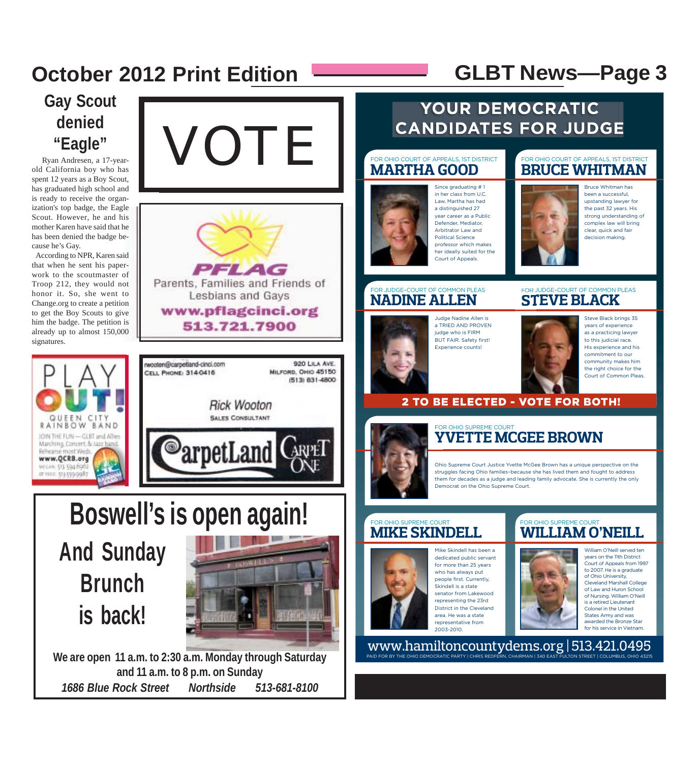## Gay Scout denied "Eagle"

Ryan Andresen, a 17-year-old California boy who has spent 12 years as a Boy Scout, has graduated high school and is ready to receive the organization's top badge, the Eagle Scout. However, he and his mother Karen have said that he has been denied the badge because he's Gay.

According to NPR, Karen said that when he sent his paperwork to the scoutmaster of Troop 212, they would not honor it. So, she went to Change.org to create a petition to get the Boy Scouts to give him the badge. The petition is already up to almost 150,000 signatures.

---

# VOTE

---

**PFLAG**

Parents, Families and Friends of Lesbians and Gays

**www.pflagcinci.org**

**513.721.7900**

---

PLAY OUT!

QUEEN CITY RAINBOW BAND

JOIN THE FUN—GLBT and Allies Marching, Concert, & Jazz band. Rehearse most Weds.

**www.QCRB.org**

MEGAN: 513.594.6962

DY'REED: 513.559.9987

---

rwooten@carpetland-cinci.com

CELL PHONE: 314-0416

920 LILA AVE.
MILFORD, OHIO 45150
(513) 831-4800

*Rick Wooton*

SALES CONSULTANT

CarpetLand CARPET ONE

---

# Boswell's is open again!

## And Sunday Brunch is back!

**We are open 11 a.m. to 2:30 a.m. Monday through Saturday and 11 a.m. to 8 p.m. on Sunday**

***1686 Blue Rock Street Northside 513-681-8100***

---

# YOUR DEMOCRATIC CANDIDATES FOR JUDGE

FOR OHIO COURT OF APPEALS, 1ST DISTRICT

### MARTHA GOOD

Since graduating # 1 in her class from U.C. Law, Martha has had a distinguished 27 year career as a Public Defender, Mediator, Arbitrator Law and Political Science professor which makes her ideally suited for the Court of Appeals.

FOR OHIO COURT OF APPEALS, 1ST DISTRICT

### BRUCE WHITMAN

Bruce Whitman has been a successful, upstanding lawyer for the past 32 years. His strong understanding of complex law will bring clear, quick and fair decision making.

FOR JUDGE–COURT OF COMMON PLEAS

### NADINE ALLEN

Judge Nadine Allen is a TRIED AND PROVEN judge who is FIRM BUT FAIR. Safety first! Experience counts!

FOR JUDGE–COURT OF COMMON PLEAS

### STEVE BLACK

Steve Black brings 35 years of experience as a practicing lawyer to this judicial race. His experience and his commitment to our community makes him the right choice for the Court of Common Pleas.

**2 TO BE ELECTED - VOTE FOR BOTH!**

FOR OHIO SUPREME COURT

### YVETTE MCGEE BROWN

Ohio Supreme Court Justice Yvette McGee Brown has a unique perspective on the struggles facing Ohio families–because she has lived them and fought to address them for decades as a judge and leading family advocate. She is currently the only Democrat on the Ohio Supreme Court.

FOR OHIO SUPREME COURT

### MIKE SKINDELL

Mike Skindell has been a dedicated public servant for more than 25 years who has always put people first. Currently, Skindell is a state senator from Lakewood representing the 23rd District in the Cleveland area. He was a state representative from 2003-2010.

FOR OHIO SUPREME COURT

### WILLIAM O'NEILL

William O'Neill served ten years on the 11th District Court of Appeals from 1997 to 2007. He is a graduate of Ohio University, Cleveland Marshall College of Law and Huron School of Nursing. William O'Neill is a retired Lieutenant Colonel in the United States Army and was awarded the Bronze Star for his service in Vietnam.

www.hamiltoncountydems.org | 513.421.0495

PAID FOR BY THE OHIO DEMOCRATIC PARTY | CHRIS REDFERN, CHAIRMAN | 340 EAST FULTON STREET | COLUMBUS, OHIO 43215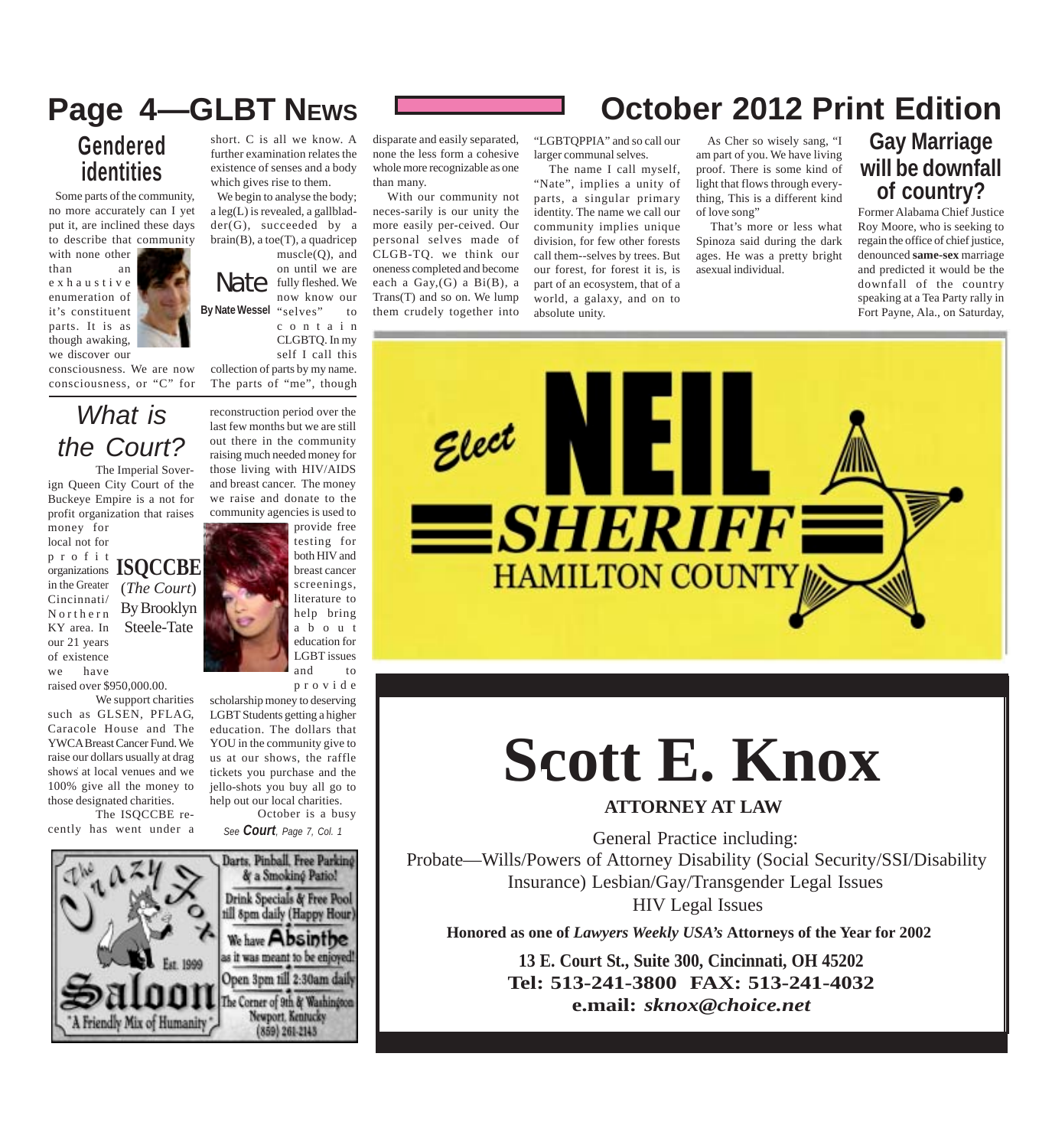## Gendered identities

Some parts of the community, no more accurately can I yet put it, are inclined these days to describe that community with none other than an exhaustive enumeration of it's constituent parts. It is as though awaking, we discover our consciousness. We are now consciousness, or "C" for short. C is all we know. A further examination relates the existence of senses and a body which gives rise to them.

We begin to analyse the body; a leg(L) is revealed, a gallbladder(G), succeeded by a brain(B), a toe(T), a quadricep muscle(Q), and on until we are fully fleshed. We now know our "selves" to contain CLGBTQ. In my self I call this collection of parts by my name. The parts of "me", though disparate and easily separated, none the less form a cohesive whole more recognizable as one than many.

**Nate**
**By Nate Wessel**

With our community not neces-sarily is our unity the more easily per-ceived. Our personal selves made of CLGB-TQ. we think our oneness completed and become each a Gay,(G) a Bi(B), a Trans(T) and so on. We lump them crudely together into "LGBTQPPIA" and so call our larger communal selves.

The name I call myself, "Nate", implies a unity of parts, a singular primary identity. The name we call our community implies unique division, for few other forests call them--selves by trees. But our forest, for forest it is, is part of an ecosystem, that of a world, a galaxy, and on to absolute unity.

As Cher so wisely sang, "I am part of you. We have living proof. There is some kind of light that flows through everything, This is a different kind of love song"

That's more or less what Spinoza said during the dark ages. He was a pretty bright asexual individual.

## Gay Marriage will be downfall of country?

Former Alabama Chief Justice Roy Moore, who is seeking to regain the office of chief justice, denounced **same-sex** marriage and predicted it would be the downfall of the country speaking at a Tea Party rally in Fort Payne, Ala., on Saturday,

## *What is the Court?*

**ISQCCBE** (*The Court*) By Brooklyn Steele-Tate

The Imperial Sovereign Queen City Court of the Buckeye Empire is a not for profit organization that raises money for local not for profit organizations in the Greater Cincinnati/ Northern KY area. In our 21 years of existence we have raised over $950,000.00.

We support charities such as GLSEN, PFLAG, Caracole House and The YWCA Breast Cancer Fund. We raise our dollars usually at drag shows at local venues and we 100% give all the money to those designated charities.

The ISQCCBE recently has went under a reconstruction period over the last few months but we are still out there in the community raising much needed money for those living with HIV/AIDS and breast cancer. The money we raise and donate to the community agencies is used to provide free testing for both HIV and breast cancer screenings, literature to help bring about education for LGBT issues and to provide scholarship money to deserving LGBT Students getting a higher education. The dollars that YOU in the community give to us at our shows, the raffle tickets you purchase and the jello-shots you buy all go to help out our local charities.

October is a busy

*See* ***Court****, Page 7, Col. 1*

The Crazy Fox Saloon — Est. 1999 — "A Friendly Mix of Humanity"
Darts, Pinball, Free Parking & a Smoking Patio!
Drink Specials & Free Pool till 8pm daily (Happy Hour)
We have Absinthe as it was meant to be enjoyed!
Open 3pm till 2:30am daily
The Corner of 9th & Washington
Newport, Kentucky
(859) 261-2143

Elect NEIL SHERIFF HAMILTON COUNTY

# Scott E. Knox

**ATTORNEY AT LAW**

General Practice including:
Probate—Wills/Powers of Attorney Disability (Social Security/SSI/Disability Insurance) Lesbian/Gay/Transgender Legal Issues
HIV Legal Issues

**Honored as one of *Lawyers Weekly USA's* Attorneys of the Year for 2002**

**13 E. Court St., Suite 300, Cincinnati, OH 45202**
**Tel: 513-241-3800 FAX: 513-241-4032**
**e.mail: *sknox@choice.net***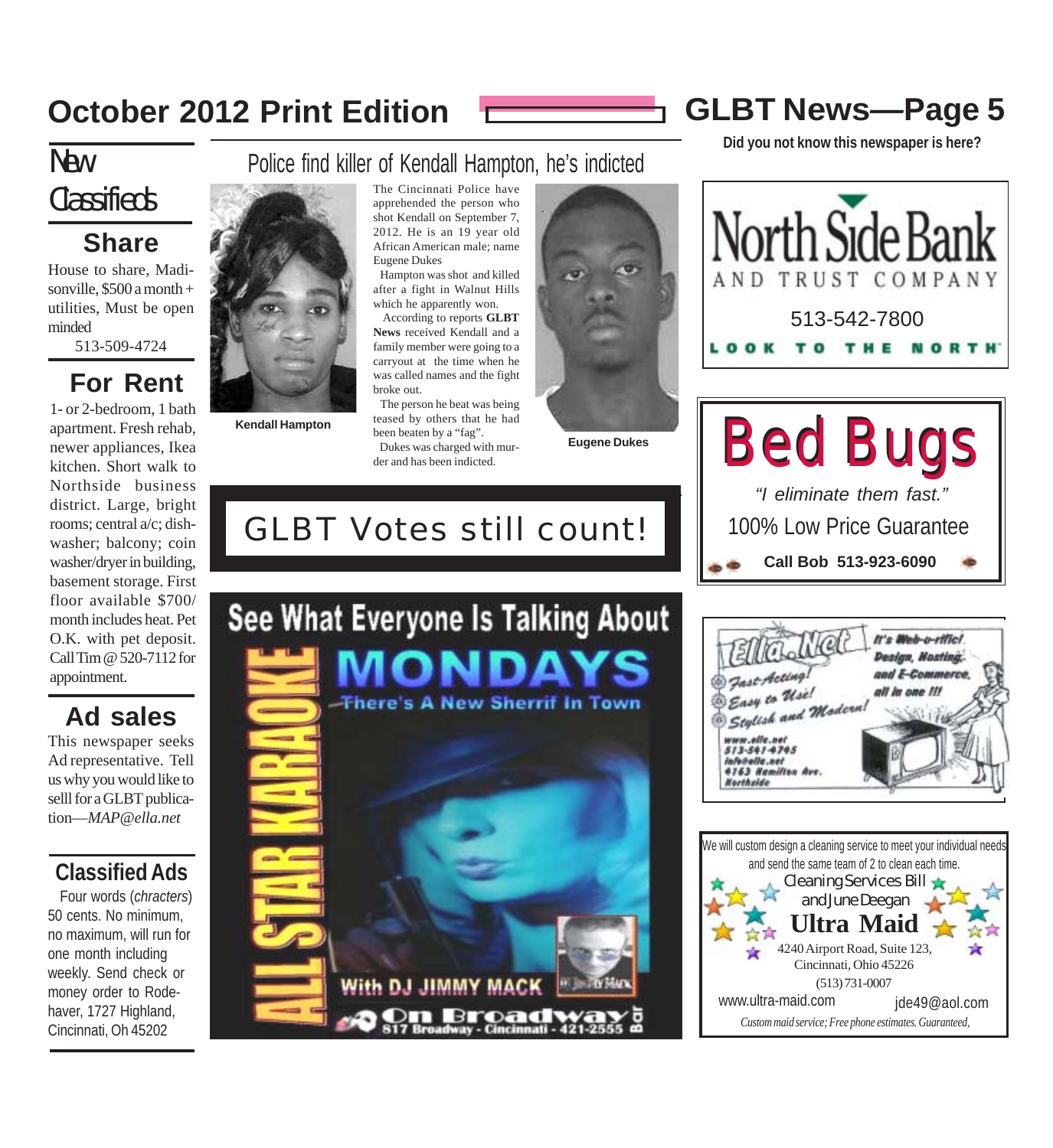## New Classifieds

### Share

House to share, Madisonville, $500 a month + utilities, Must be open minded

513-509-4724

### For Rent

1- or 2-bedroom, 1 bath apartment. Fresh rehab, newer appliances, Ikea kitchen. Short walk to Northside business district. Large, bright rooms; central a/c; dishwasher; balcony; coin washer/dryer in building, basement storage. First floor available $700/ month includes heat. Pet O.K. with pet deposit. Call Tim @ 520-7112 for appointment.

### Ad sales

This newspaper seeks Ad representative. Tell us why you would like to selll for a GLBT publication—*MAP@ella.net*

### Classified Ads

Four words (*chracters*) 50 cents. No minimum, no maximum, will run for one month including weekly. Send check or money order to Rodehaver, 1727 Highland, Cincinnati, Oh 45202

## Police find killer of Kendall Hampton, he's indicted

Kendall Hampton

The Cincinnati Police have apprehended the person who shot Kendall on September 7, 2012. He is an 19 year old African American male; name Eugene Dukes

Hampton was shot and killed after a fight in Walnut Hills which he apparently won.

According to reports **GLBT News** received Kendall and a family member were going to a carryout at the time when he was called names and the fight broke out.

The person he beat was being teased by others that he had been beaten by a "fag".

Dukes was charged with murder and has been indicted.

Eugene Dukes

## GLBT Votes still count!

See What Everyone Is Talking About

ALL STAR KARAOKE

MONDAYS

There's A New Sherrif In Town

With DJ JIMMY MACK

On Broadway Bar
817 Broadway - Cincinnati - 421-2555

**Did you not know this newspaper is here?**

North Side Bank AND TRUST COMPANY

513-542-7800

LOOK TO THE NORTH

## Bed Bugs

*"I eliminate them fast."*

100% Low Price Guarantee

**Call Bob 513-923-6090**

Ella.Net

It's Web-a-riffic! Design, Hosting, and E-Commerce, all in one !!!

Fast-Acting! Easy to Use! Stylish and Modern!

www.ella.net
513-541-4745
info@ella.net
4163 Hamilton Ave.
Northside

We will custom design a cleaning service to meet your individual needs and send the same team of 2 to clean each time.

Cleaning Services Bill and June Deegan

**Ultra Maid**

4240 Airport Road, Suite 123,
Cincinnati, Ohio 45226
(513) 731-0007

www.ultra-maid.com jde49@aol.com

*Custom maid service; Free phone estimates. Guaranteed,*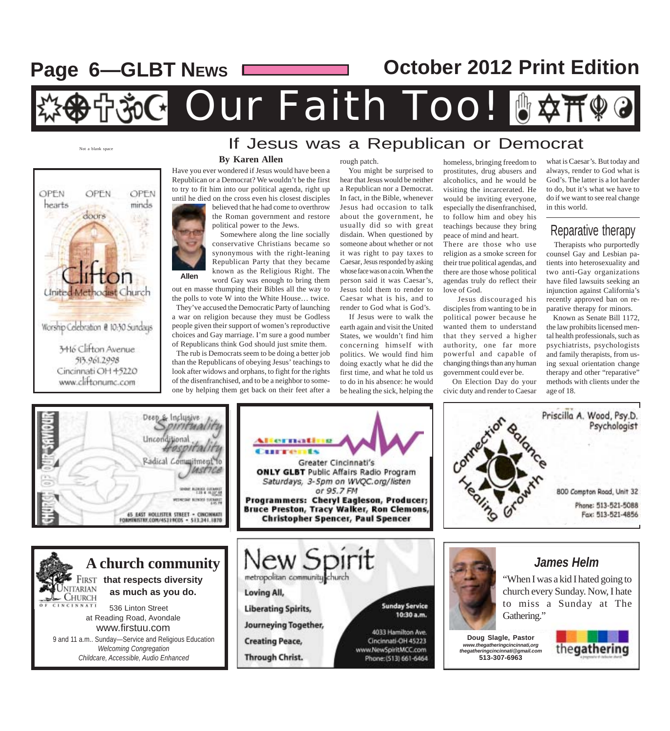# Our Faith Too!

Not a blank space

OPEN hearts OPEN doors OPEN minds

Clifton United Methodist Church

Worship Celebration @ 10:30 Sundays

3416 Clifton Avenue
513.961.2998
Cincinnati OH 45220
www.cliftonumc.com

## If Jesus was a Republican or Democrat

**By Karen Allen**

Have you ever wondered if Jesus would have been a Republican or a Democrat? We wouldn't be the first to try to fit him into our political agenda, right up until he died on the cross even his closest disciples believed that he had come to overthrow the Roman government and restore political power to the Jews.

Allen

Somewhere along the line socially conservative Christians became so synonymous with the right-leaning Republican Party that they became known as the Religious Right. The word Gay was enough to bring them out en masse thumping their Bibles all the way to the polls to vote W into the White House… twice.

They've accused the Democratic Party of launching a war on religion because they must be Godless people given their support of women's reproductive choices and Gay marriage. I'm sure a good number of Republicans think God should just smite them.

The rub is Democrats seem to be doing a better job than the Republicans of obeying Jesus' teachings to look after widows and orphans, to fight for the rights of the disenfranchised, and to be a neighbor to someone by helping them get back on their feet after a rough patch.

You might be surprised to hear that Jesus would be neither a Republican nor a Democrat. In fact, in the Bible, whenever Jesus had occasion to talk about the government, he usually did so with great disdain. When questioned by someone about whether or not it was right to pay taxes to Caesar, Jesus responded by asking whose face was on a coin. When the person said it was Caesar's, Jesus told them to render to Caesar what is his, and to render to God what is God's.

If Jesus were to walk the earth again and visit the United States, we wouldn't find him concerning himself with politics. We would find him doing exactly what he did the first time, and what he told us to do in his absence: he would be healing the sick, helping the homeless, bringing freedom to prostitutes, drug abusers and alcoholics, and he would be visiting the incarcerated. He would be inviting everyone, especially the disenfranchised, to follow him and obey his teachings because they bring peace of mind and heart.

There are those who use religion as a smoke screen for their true political agendas, and there are those whose political agendas truly do reflect their love of God.

Jesus discouraged his disciples from wanting to be in political power because he wanted them to understand that they served a higher authority, one far more powerful and capable of changing things than any human government could ever be.

On Election Day do your civic duty and render to Caesar what is Caesar's. But today and always, render to God what is God's. The latter is a lot harder to do, but it's what we have to do if we want to see real change in this world.

## Reparative therapy

Therapists who purportedly counsel Gay and Lesbian patients into heterosexuality and two anti-Gay organizations have filed lawsuits seeking an injunction against California's recently approved ban on reparative therapy for minors.

Known as Senate Bill 1172, the law prohibits licensed mental health professionals, such as psychiatrists, psychologists and family therapists, from using sexual orientation change therapy and other "reparative" methods with clients under the age of 18.

---

Church of Our Saviour

Deep & Inclusive Spirituality
Unconditional Hospitality
Radical Commitment to Justice

65 East Hollister Street • Cincinnati
FORMINISTRY.COM/45219COS • 513.241.1870

---

Alternative Currents

Greater Cincinnati's
**ONLY GLBT** Public Affairs Radio Program
*Saturdays, 3-5pm on WVQC.org/listen or 95.7 FM*
**Programmers: Cheryl Eagleson, Producer; Bruce Preston, Tracy Walker, Ron Clemons, Christopher Spencer, Paul Spencer**

---

Connection Balance Healing Growth

Priscilla A. Wood, Psy.D.
Psychologist

800 Compton Road, Unit 32
Phone: 513-521-5088
Fax: 513-521-4856

---

## A church community

**that respects diversity as much as you do.**

First Unitarian Church of Cincinnati

536 Linton Street
at Reading Road, Avondale
www.firstuu.com
9 and 11 a.m.. Sunday—Service and Religious Education
*Welcoming Congregation*
*Childcare, Accessible, Audio Enhanced*

---

New Spirit metropolitan community church

Loving All,
Liberating Spirits,
Journeying Together,
Creating Peace,
Through Christ.

**Sunday Service 10:30 a.m.**

4033 Hamilton Ave.
Cincinnati-OH 45223
www.NewSpiritMCC.com
Phone: (513) 661-6464

---

***James Helm***

"When I was a kid I hated going to church every Sunday. Now, I hate to miss a Sunday at The Gathering."

**Doug Slagle, Pastor**
***www.thegatheringcincinnati.org***
***thegatheringcincinnati@gmail.com***
**513-307-6963**

thegathering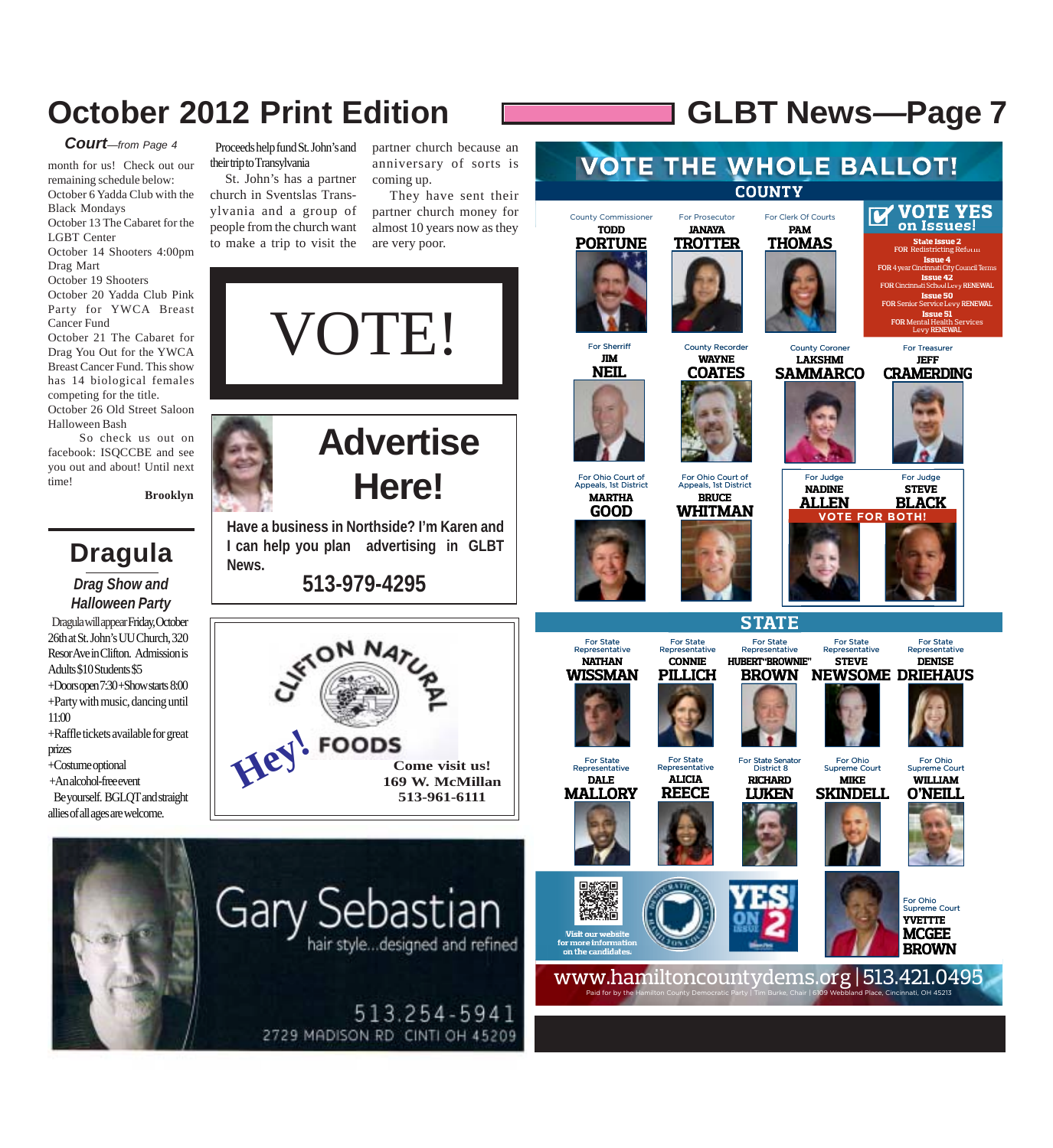*Court—from Page 4*

month for us! Check out our remaining schedule below:
October 6 Yadda Club with the Black Mondays
October 13 The Cabaret for the LGBT Center
October 14 Shooters 4:00pm Drag Mart
October 19 Shooters
October 20 Yadda Club Pink Party for YWCA Breast Cancer Fund
October 21 The Cabaret for Drag You Out for the YWCA Breast Cancer Fund. This show has 14 biological females competing for the title.
October 26 Old Street Saloon Halloween Bash

So check us out on facebook: ISQCCBE and see you out and about! Until next time!

**Brooklyn**

Proceeds help fund St. John's and their trip to Transylvania

St. John's has a partner church in Sventslas Transylvania and a group of people from the church want to make a trip to visit the partner church because an anniversary of sorts is coming up.

They have sent their partner church money for almost 10 years now as they are very poor.

## Dragula

### *Drag Show and Halloween Party*

Dragula will appear Friday, October 26th at St. John's UU Church, 320 Resor Ave in Clifton. Admission is Adults $10 Students $5
+Doors open 7:30 + Show starts 8:00
+Party with music, dancing until 11:00
+Raffle tickets available for great prizes
+Costume optional
+An alcohol-free event

Be yourself. BGLQT and straight allies of all ages are welcome.

# VOTE!

## Advertise Here!

**Have a business in Northside? I'm Karen and I can help you plan advertising in GLBT News.**

**513-979-4295**

CLIFTON NATURAL FOODS

Hey!

**Come visit us!**
**169 W. McMillan**
**513-961-6111**

Gary Sebastian
hair style...designed and refined
513.254-5941
2729 MADISON RD CINTI OH 45209

# VOTE THE WHOLE BALLOT!

## COUNTY

- County Commissioner: **TODD PORTUNE**
- For Prosecutor: **JANAYA TROTTER**
- For Clerk Of Courts: **PAM THOMAS**
- For Sherriff: **JIM NEIL**
- County Recorder: **WAYNE COATES**
- County Coroner: **LAKSHMI SAMMARCO**
- For Treasurer: **JEFF CRAMERDING**
- For Ohio Court of Appeals, 1st District: **MARTHA GOOD**
- For Ohio Court of Appeals, 1st District: **BRUCE WHITMAN**
- For Judge: **NADINE ALLEN**
- For Judge: **STEVE BLACK**

VOTE FOR BOTH!

**VOTE YES on Issues!**

- **State Issue 2** FOR Redistricting Reform
- **Issue 4** FOR 4 year Cincinnati City Council Terms
- **Issue 42** FOR Cincinnati School Levy RENEWAL
- **Issue 50** FOR Senior Service Levy RENEWAL
- **Issue 51** FOR Mental Health Services Levy RENEWAL

## STATE

- For State Representative: **NATHAN WISSMAN**
- For State Representative: **CONNIE PILLICH**
- For State Representative: **HUBERT "BROWNIE" BROWN**
- For State Representative: **STEVE NEWSOME**
- For State Representative: **DENISE DRIEHAUS**
- For State Representative: **DALE MALLORY**
- For State Representative: **ALICIA REECE**
- For State Senator District 8: **RICHARD LUKEN**
- For Ohio Supreme Court: **MIKE SKINDELL**
- For Ohio Supreme Court: **WILLIAM O'NEILL**
- For Ohio Supreme Court: **YVETTE MCGEE BROWN**

Visit our website for more information on the candidates.

YES ON ISSUE 2

www.hamiltoncountydems.org | 513.421.0495

Paid for by the Hamilton County Democratic Party | Tim Burke, Chair | 6109 Webbland Place, Cincinnati, OH 45213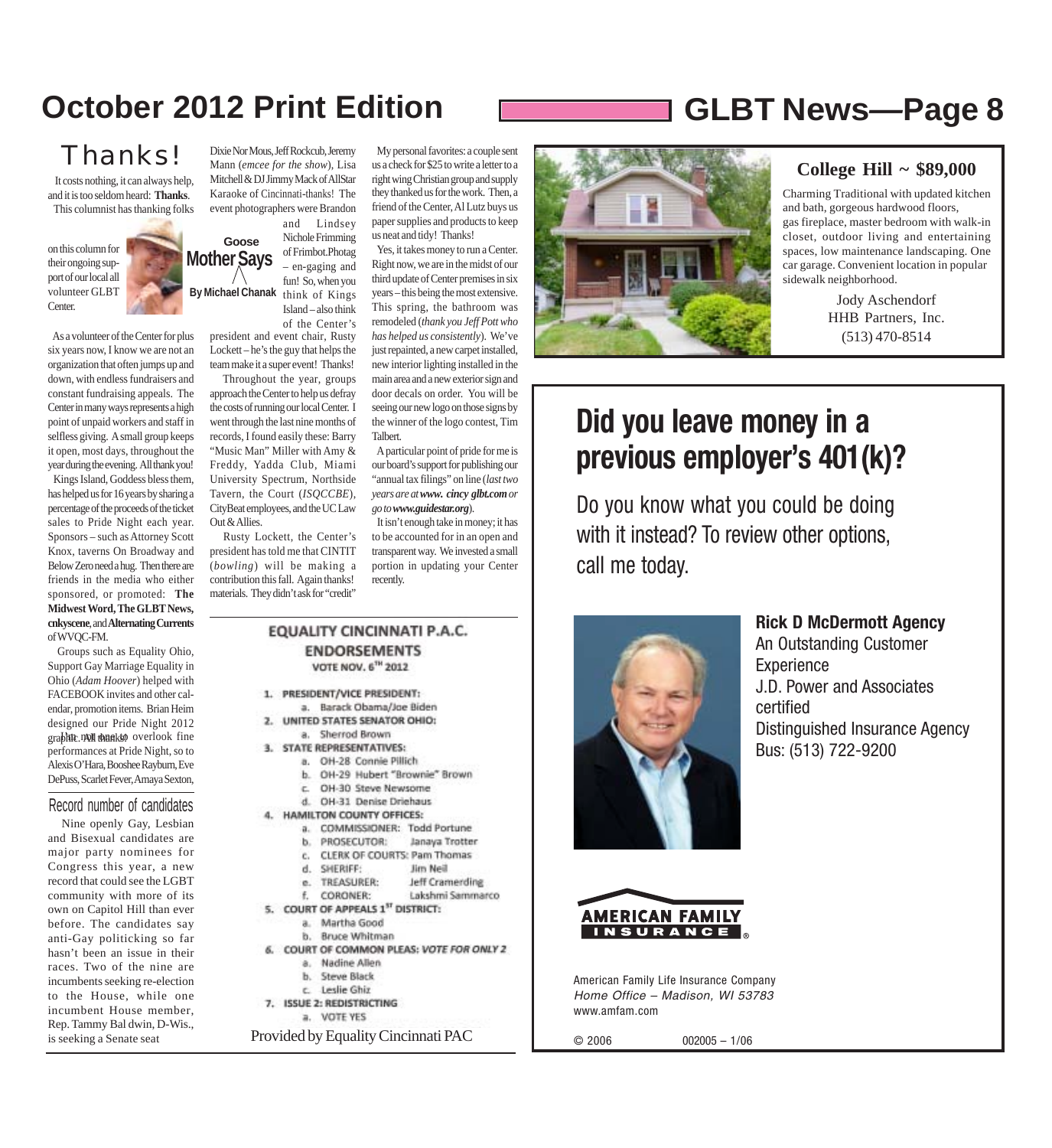# Thanks!

It costs nothing, it can always help, and it is too seldom heard: **Thanks**. This columnist has thanking folks on this column for their ongoing support of our local all volunteer GLBT Center.

**Goose Mother Says**
**By Michael Chanak**

As a volunteer of the Center for plus six years now, I know we are not an organization that often jumps up and down, with endless fundraisers and constant fundraising appeals. The Center in many ways represents a high point of unpaid workers and staff in selfless giving. A small group keeps it open, most days, throughout the year during the evening. All thank you!

Kings Island, Goddess bless them, has helped us for 16 years by sharing a percentage of the proceeds of the ticket sales to Pride Night each year. Sponsors – such as Attorney Scott Knox, taverns On Broadway and Below Zero need a hug. Then there are friends in the media who either sponsored, or promoted: **The Midwest Word, The GLBT News, cnkyscene**, and **Alternating Currents** of WVQC-FM.

Groups such as Equality Ohio, Support Gay Marriage Equality in Ohio (*Adam Hoover*) helped with FACEBOOK invites and other calendar, promotion items. Brian Heim designed our Pride Night 2012 graphic. All thanks! Not one to overlook fine performances at Pride Night, so to Alexis O'Hara, Booshee Rayburn, Eve DePuss, Scarlet Fever, Amaya Sexton, Dixie Nor Mous, Jeff Rockcub, Jeremy Mann (*emcee for the show*), Lisa Mitchell & DJ Jimmy Mack of AllStar Karaoke of Cincinnati-thanks! The event photographers were Brandon and Lindsey Nichole Frimming of Frimbot.Photag – en-gaging and fun! So, when you think of Kings Island – also think of the Center's president and event chair, Rusty Lockett – he's the guy that helps the team make it a super event! Thanks!

Throughout the year, groups approach the Center to help us defray the costs of running our local Center. I went through the last nine months of records, I found easily these: Barry "Music Man" Miller with Amy & Freddy, Yadda Club, Miami University Spectrum, Northside Tavern, the Court (*ISQCCBE*), CityBeat employees, and the UC Law Out & Allies.

Rusty Lockett, the Center's president has told me that CINTIT (*bowling*) will be making a contribution this fall. Again thanks! materials. They didn't ask for "credit"

My personal favorites: a couple sent us a check for $25 to write a letter to a right wing Christian group and supply they thanked us for the work. Then, a friend of the Center, Al Lutz buys us paper supplies and products to keep us neat and tidy! Thanks!

Yes, it takes money to run a Center. Right now, we are in the midst of our third update of Center premises in six years – this being the most extensive. This spring, the bathroom was remodeled (*thank you Jeff Pott who has helped us consistently*). We've just repainted, a new carpet installed, new interior lighting installed in the main area and a new exterior sign and door decals on order. You will be seeing our new logo on those signs by the winner of the logo contest, Tim Talbert.

A particular point of pride for me is our board's support for publishing our "annual tax filings" on line (*last two years are at **www. cincy glbt.com** or go to **www.guidestar.org***).

It isn't enough take in money; it has to be accounted for in an open and transparent way. We invested a small portion in updating your Center recently.

## Record number of candidates

Nine openly Gay, Lesbian and Bisexual candidates are major party nominees for Congress this year, a new record that could see the LGBT community with more of its own on Capitol Hill than ever before. The candidates say anti-Gay politicking so far hasn't been an issue in their races. Two of the nine are incumbents seeking re-election to the House, while one incumbent House member, Rep. Tammy Bal dwin, D-Wis., is seeking a Senate seat

## EQUALITY CINCINNATI P.A.C. ENDORSEMENTS
**VOTE NOV. 6TH 2012**

1. **PRESIDENT/VICE PRESIDENT:**
   a. Barack Obama/Joe Biden
2. **UNITED STATES SENATOR OHIO:**
   a. Sherrod Brown
3. **STATE REPRESENTATIVES:**
   a. OH-28 Connie Pillich
   b. OH-29 Hubert "Brownie" Brown
   c. OH-30 Steve Newsome
   d. OH-31 Denise Driehaus
4. **HAMILTON COUNTY OFFICES:**
   a. COMMISSIONER: Todd Portune
   b. PROSECUTOR: Janaya Trotter
   c. CLERK OF COURTS: Pam Thomas
   d. SHERIFF: Jim Neil
   e. TREASURER: Jeff Cramerding
   f. CORONER: Lakshmi Sammarco
5. **COURT OF APPEALS 1ST DISTRICT:**
   a. Martha Good
   b. Bruce Whitman
6. **COURT OF COMMON PLEAS: *VOTE FOR ONLY 2***
   a. Nadine Allen
   b. Steve Black
   c. Leslie Ghiz
7. **ISSUE 2: REDISTRICTING**
   a. VOTE YES

Provided by Equality Cincinnati PAC

---

**College Hill ~ $89,000**

Charming Traditional with updated kitchen and bath, gorgeous hardwood floors, gas fireplace, master bedroom with walk-in closet, outdoor living and entertaining spaces, low maintenance landscaping. One car garage. Convenient location in popular sidewalk neighborhood.

Jody Aschendorf
HHB Partners, Inc.
(513) 470-8514

---

# Did you leave money in a previous employer's 401(k)?

Do you know what you could be doing with it instead? To review other options, call me today.

**Rick D McDermott Agency**
An Outstanding Customer Experience
J.D. Power and Associates certified
Distinguished Insurance Agency
Bus: (513) 722-9200

AMERICAN FAMILY INSURANCE

American Family Life Insurance Company
*Home Office – Madison, WI 53783*
www.amfam.com

© 2006 002005 – 1/06